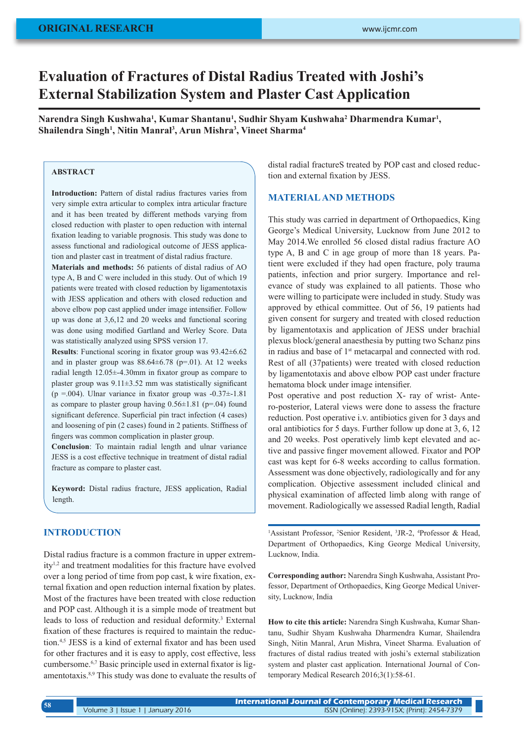ORIGINAL RESEARCH

# Evaluation of Fractures of Distal Radius Treated with Joshi's External Stabilization System and Plaster Cast Application

**Narendra Singh Kushwaha[1], Kumar Shantanu[1], Sudhir Shyam Kushwaha[2] Dharmendra Kumar[1], Shailendra Singh[1], Nitin Manral[3], Arun Mishra[3], Vineet Sharma[4]**

## ABSTRACT

**Introduction:** Pattern of distal radius fractures varies from very simple extra articular to complex intra articular fracture and it has been treated by different methods varying from closed reduction with plaster to open reduction with internal fixation leading to variable prognosis. This study was done to assess functional and radiological outcome of JESS application and plaster cast in treatment of distal radius fracture.

**Materials and methods:** 56 patients of distal radius of AO type A, B and C were included in this study. Out of which 19 patients were treated with closed reduction by ligamentotaxis with JESS application and others with closed reduction and above elbow pop cast applied under image intensifier. Follow up was done at 3,6,12 and 20 weeks and functional scoring was done using modified Gartland and Werley Score. Data was statistically analyzed using SPSS version 17.

**Results**: Functional scoring in fixator group was 93.42±6.62 and in plaster group was 88.64±6.78 (p=.01). At 12 weeks radial length 12.05±-4.30mm in fixator group as compare to plaster group was 9.11±3.52 mm was statistically significant (p =.004). Ulnar variance in fixator group was -0.37±-1.81 as compare to plaster group having 0.56±1.81 (p=.04) found significant deference. Superficial pin tract infection (4 cases) and loosening of pin (2 cases) found in 2 patients. Stiffness of fingers was common complication in plaster group.

**Conclusion**: To maintain radial length and ulnar variance JESS is a cost effective technique in treatment of distal radial fracture as compare to plaster cast.

**Keyword:** Distal radius fracture, JESS application, Radial length.

## INTRODUCTION

Distal radius fracture is a common fracture in upper extremity[1,2] and treatment modalities for this fracture have evolved over a long period of time from pop cast, k wire fixation, external fixation and open reduction internal fixation by plates. Most of the fractures have been treated with close reduction and POP cast. Although it is a simple mode of treatment but leads to loss of reduction and residual deformity.[3] External fixation of these fractures is required to maintain the reduction.[4,5] JESS is a kind of external fixator and has been used for other fractures and it is easy to apply, cost effective, less cumbersome.[6,7] Basic principle used in external fixator is ligamentotaxis.[8,9] This study was done to evaluate the results of distal radial fractureS treated by POP cast and closed reduction and external fixation by JESS.

## MATERIAL AND METHODS

This study was carried in department of Orthopaedics, King George's Medical University, Lucknow from June 2012 to May 2014.We enrolled 56 closed distal radius fracture AO type A, B and C in age group of more than 18 years. Patient were excluded if they had open fracture, poly trauma patients, infection and prior surgery. Importance and relevance of study was explained to all patients. Those who were willing to participate were included in study. Study was approved by ethical committee. Out of 56, 19 patients had given consent for surgery and treated with closed reduction by ligamentotaxis and application of JESS under brachial plexus block/general anaesthesia by putting two Schanz pins in radius and base of 1st metacarpal and connected with rod. Rest of all (37patients) were treated with closed reduction by ligamentotaxis and above elbow POP cast under fracture hematoma block under image intensifier.

Post operative and post reduction X- ray of wrist- Antero-posterior, Lateral views were done to assess the fracture reduction. Post operative i.v. antibiotics given for 3 days and oral antibiotics for 5 days. Further follow up done at 3, 6, 12 and 20 weeks. Post operatively limb kept elevated and active and passive finger movement allowed. Fixator and POP cast was kept for 6-8 weeks according to callus formation. Assessment was done objectively, radiologically and for any complication. Objective assessment included clinical and physical examination of affected limb along with range of movement. Radiologically we assessed Radial length, Radial

---

[1]Assistant Professor, [2]Senior Resident, [3]JR-2, [4]Professor & Head, Department of Orthopaedics, King George Medical University, Lucknow, India.

**Corresponding author:** Narendra Singh Kushwaha, Assistant Professor, Department of Orthopaedics, King George Medical University, Lucknow, India

**How to cite this article:** Narendra Singh Kushwaha, Kumar Shantanu, Sudhir Shyam Kushwaha Dharmendra Kumar, Shailendra Singh, Nitin Manral, Arun Mishra, Vineet Sharma. Evaluation of fractures of distal radius treated with joshi's external stabilization system and plaster cast application. International Journal of Contemporary Medical Research 2016;3(1):58-61.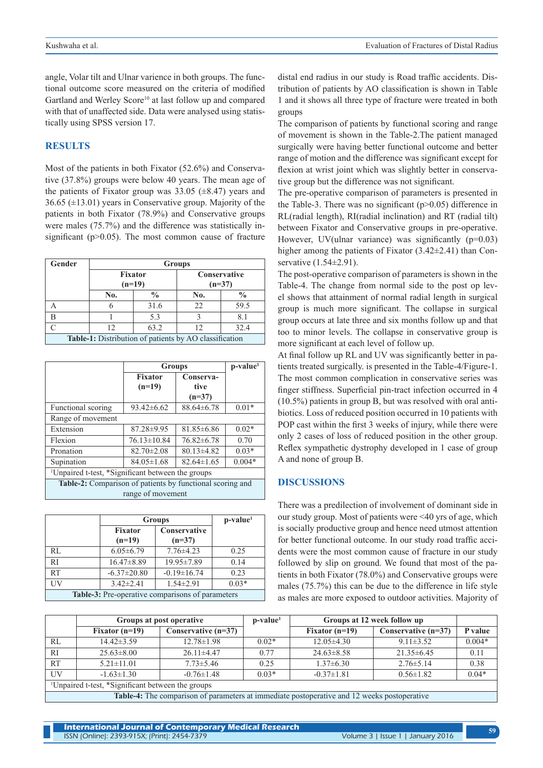angle, Volar tilt and Ulnar varience in both groups. The functional outcome score measured on the criteria of modified Gartland and Werley Score[10] at last follow up and compared with that of unaffected side. Data were analysed using statistically using SPSS version 17.

## RESULTS

Most of the patients in both Fixator (52.6%) and Conservative (37.8%) groups were below 40 years. The mean age of the patients of Fixator group was 33.05 (±8.47) years and 36.65 (±13.01) years in Conservative group. Majority of the patients in both Fixator (78.9%) and Conservative groups were males (75.7%) and the difference was statistically insignificant (p>0.05). The most common cause of fracture distal end radius in our study is Road traffic accidents. Distribution of patients by AO classification is shown in Table 1 and it shows all three type of fracture were treated in both groups

| Gender | Groups | | | |
|---|---|---|---|---|
| | Fixator (n=19) | | Conservative (n=37) | |
| | No. | % | No. | % |
| A | 6 | 31.6 | 22 | 59.5 |
| B | 1 | 5.3 | 3 | 8.1 |
| C | 12 | 63.2 | 12 | 32.4 |

**Table-1:** Distribution of patients by AO classification

| | Groups | | p-value[1] |
|---|---|---|---|
| | Fixator (n=19) | Conservative (n=37) | |
| Functional scoring | 93.42±6.62 | 88.64±6.78 | 0.01* |
| Range of movement | | | |
| Extension | 87.28±9.95 | 81.85±6.86 | 0.02* |
| Flexion | 76.13±10.84 | 76.82±6.78 | 0.70 |
| Pronation | 82.70±2.08 | 80.13±4.82 | 0.03* |
| Supination | 84.05±1.68 | 82.64±1.65 | 0.004* |

[1]Unpaired t-test, *Significant between the groups

**Table-2:** Comparison of patients by functional scoring and range of movement

| | Groups | | p-value[1] |
|---|---|---|---|
| | Fixator (n=19) | Conservative (n=37) | |
| RL | 6.05±6.79 | 7.76±4.23 | 0.25 |
| RI | 16.47±8.89 | 19.95±7.89 | 0.14 |
| RT | -6.37±20.80 | -0.19±16.74 | 0.23 |
| UV | 3.42±2.41 | 1.54±2.91 | 0.03* |

**Table-3:** Pre-operative comparisons of parameters

The comparison of patients by functional scoring and range of movement is shown in the Table-2.The patient managed surgically were having better functional outcome and better range of motion and the difference was significant except for flexion at wrist joint which was slightly better in conservative group but the difference was not significant.

The pre-operative comparison of parameters is presented in the Table-3. There was no significant (p>0.05) difference in RL(radial length), RI(radial inclination) and RT (radial tilt) between Fixator and Conservative groups in pre-operative. However, UV(ulnar variance) was significantly (p=0.03) higher among the patients of Fixator (3.42±2.41) than Conservative (1.54±2.91).

The post-operative comparison of parameters is shown in the Table-4. The change from normal side to the post op level shows that attainment of normal radial length in surgical group is much more significant. The collapse in surgical group occurs at late three and six months follow up and that too to minor levels. The collapse in conservative group is more significant at each level of follow up.

At final follow up RL and UV was significantly better in patients treated surgically. is presented in the Table-4/Figure-1. The most common complication in conservative series was finger stiffness. Superficial pin-tract infection occurred in 4 (10.5%) patients in group B, but was resolved with oral antibiotics. Loss of reduced position occurred in 10 patients with POP cast within the first 3 weeks of injury, while there were only 2 cases of loss of reduced position in the other group. Reflex sympathetic dystrophy developed in 1 case of group A and none of group B.

## DISCUSSIONS

There was a predilection of involvement of dominant side in our study group. Most of patients were <40 yrs of age, which is socially productive group and hence need utmost attention for better functional outcome. In our study road traffic accidents were the most common cause of fracture in our study followed by slip on ground. We found that most of the patients in both Fixator (78.0%) and Conservative groups were males (75.7%) this can be due to the difference in life style as males are more exposed to outdoor activities. Majority of

| | Groups at post operative | | p-value[1] | Groups at 12 week follow up | | P value |
|---|---|---|---|---|---|---|
| | Fixator (n=19) | Conservative (n=37) | | Fixator (n=19) | Conservative (n=37) | |
| RL | 14.42±3.59 | 12.78±1.98 | 0.02* | 12.05±4.30 | 9.11±3.52 | 0.004* |
| RI | 25.63±8.00 | 26.11±4.47 | 0.77 | 24.63±8.58 | 21.35±6.45 | 0.11 |
| RT | 5.21±11.01 | 7.73±5.46 | 0.25 | 1.37±6.30 | 2.76±5.14 | 0.38 |
| UV | -1.63±1.30 | -0.76±1.48 | 0.03* | -0.37±1.81 | 0.56±1.82 | 0.04* |

[1]Unpaired t-test, *Significant between the groups

**Table-4:** The comparison of parameters at immediate postoperative and 12 weeks postoperative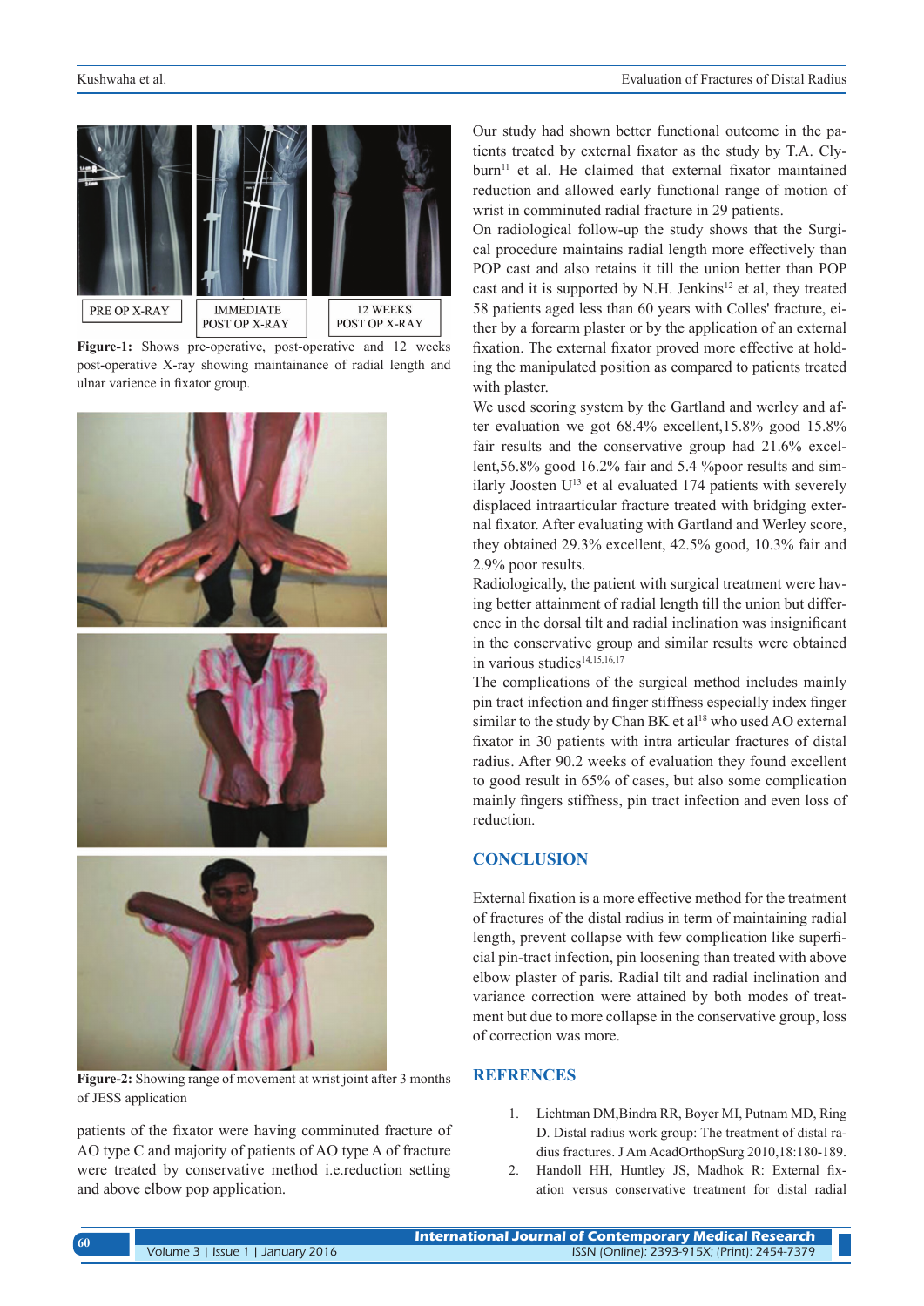**Figure-1:** Shows pre-operative, post-operative and 12 weeks post-operative X-ray showing maintainance of radial length and ulnar varience in fixator group.

**Figure-2:** Showing range of movement at wrist joint after 3 months of JESS application

patients of the fixator were having comminuted fracture of AO type C and majority of patients of AO type A of fracture were treated by conservative method i.e.reduction setting and above elbow pop application.

Our study had shown better functional outcome in the patients treated by external fixator as the study by T.A. Clyburn[11] et al. He claimed that external fixator maintained reduction and allowed early functional range of motion of wrist in comminuted radial fracture in 29 patients.

On radiological follow-up the study shows that the Surgical procedure maintains radial length more effectively than POP cast and also retains it till the union better than POP cast and it is supported by N.H. Jenkins[12] et al, they treated 58 patients aged less than 60 years with Colles' fracture, either by a forearm plaster or by the application of an external fixation. The external fixator proved more effective at holding the manipulated position as compared to patients treated with plaster.

We used scoring system by the Gartland and werley and after evaluation we got 68.4% excellent,15.8% good 15.8% fair results and the conservative group had 21.6% excellent,56.8% good 16.2% fair and 5.4 %poor results and similarly Joosten U[13] et al evaluated 174 patients with severely displaced intraarticular fracture treated with bridging external fixator. After evaluating with Gartland and Werley score, they obtained 29.3% excellent, 42.5% good, 10.3% fair and 2.9% poor results.

Radiologically, the patient with surgical treatment were having better attainment of radial length till the union but difference in the dorsal tilt and radial inclination was insignificant in the conservative group and similar results were obtained in various studies[14,15,16,17]

The complications of the surgical method includes mainly pin tract infection and finger stiffness especially index finger similar to the study by Chan BK et al[18] who used AO external fixator in 30 patients with intra articular fractures of distal radius. After 90.2 weeks of evaluation they found excellent to good result in 65% of cases, but also some complication mainly fingers stiffness, pin tract infection and even loss of reduction.

## CONCLUSION

External fixation is a more effective method for the treatment of fractures of the distal radius in term of maintaining radial length, prevent collapse with few complication like superficial pin-tract infection, pin loosening than treated with above elbow plaster of paris. Radial tilt and radial inclination and variance correction were attained by both modes of treatment but due to more collapse in the conservative group, loss of correction was more.

## REFRENCES

1. Lichtman DM,Bindra RR, Boyer MI, Putnam MD, Ring D. Distal radius work group: The treatment of distal radius fractures. J Am AcadOrthopSurg 2010,18:180-189.
2. Handoll HH, Huntley JS, Madhok R: External fixation versus conservative treatment for distal radial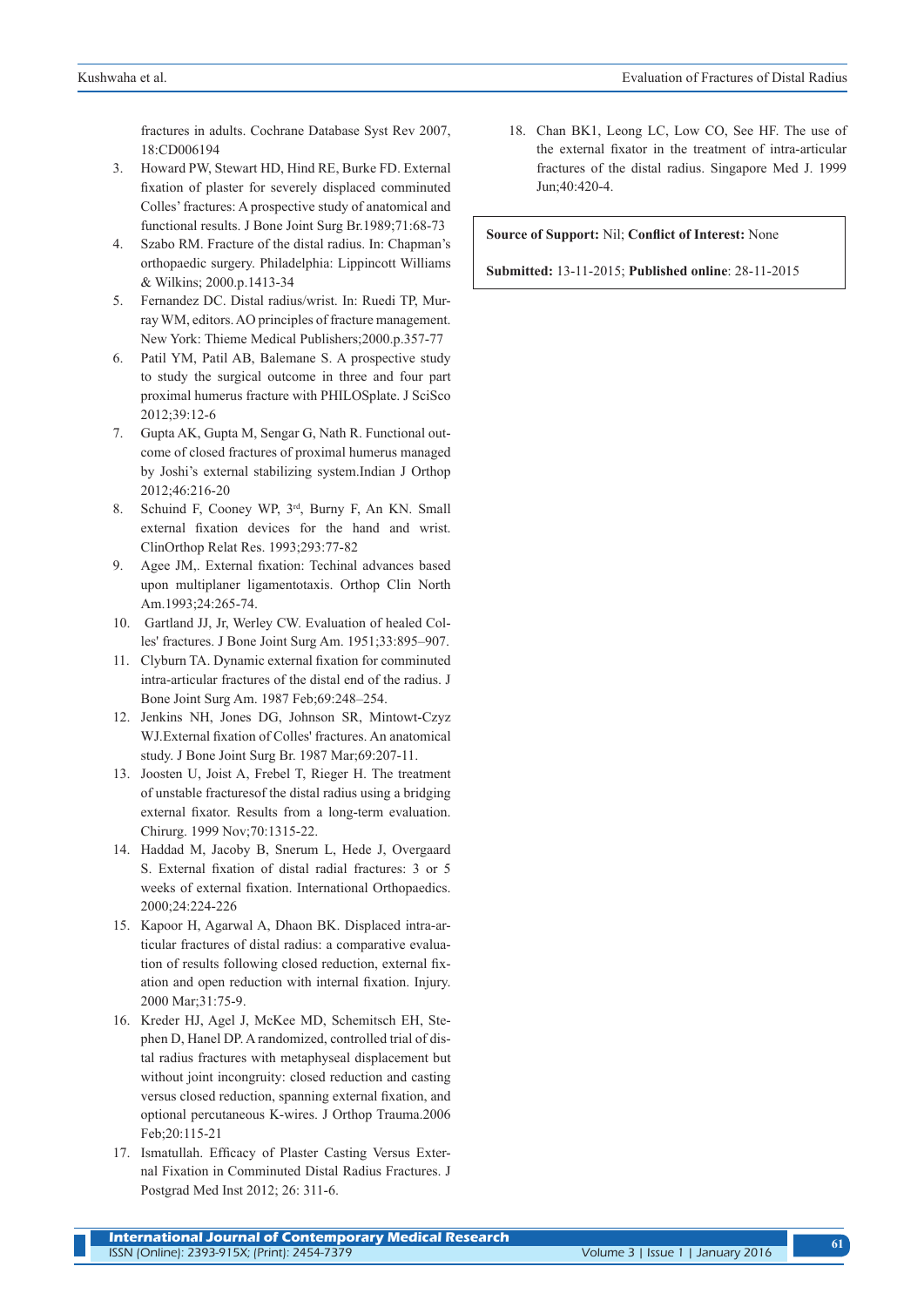fractures in adults. Cochrane Database Syst Rev 2007, 18:CD006194

3. Howard PW, Stewart HD, Hind RE, Burke FD. External fixation of plaster for severely displaced comminuted Colles' fractures: A prospective study of anatomical and functional results. J Bone Joint Surg Br.1989;71:68-73
4. Szabo RM. Fracture of the distal radius. In: Chapman's orthopaedic surgery. Philadelphia: Lippincott Williams & Wilkins; 2000.p.1413-34
5. Fernandez DC. Distal radius/wrist. In: Ruedi TP, Murray WM, editors. AO principles of fracture management. New York: Thieme Medical Publishers;2000.p.357-77
6. Patil YM, Patil AB, Balemane S. A prospective study to study the surgical outcome in three and four part proximal humerus fracture with PHILOSplate. J SciSco 2012;39:12-6
7. Gupta AK, Gupta M, Sengar G, Nath R. Functional outcome of closed fractures of proximal humerus managed by Joshi's external stabilizing system.Indian J Orthop 2012;46:216-20
8. Schuind F, Cooney WP, 3rd, Burny F, An KN. Small external fixation devices for the hand and wrist. ClinOrthop Relat Res. 1993;293:77-82
9. Agee JM,. External fixation: Techinal advances based upon multiplaner ligamentotaxis. Orthop Clin North Am.1993;24:265-74.
10. Gartland JJ, Jr, Werley CW. Evaluation of healed Colles' fractures. J Bone Joint Surg Am. 1951;33:895–907.
11. Clyburn TA. Dynamic external fixation for comminuted intra-articular fractures of the distal end of the radius. J Bone Joint Surg Am. 1987 Feb;69:248–254.
12. Jenkins NH, Jones DG, Johnson SR, Mintowt-Czyz WJ.External fixation of Colles' fractures. An anatomical study. J Bone Joint Surg Br. 1987 Mar;69:207-11.
13. Joosten U, Joist A, Frebel T, Rieger H. The treatment of unstable fracturesof the distal radius using a bridging external fixator. Results from a long-term evaluation. Chirurg. 1999 Nov;70:1315-22.
14. Haddad M, Jacoby B, Snerum L, Hede J, Overgaard S. External fixation of distal radial fractures: 3 or 5 weeks of external fixation. International Orthopaedics. 2000;24:224-226
15. Kapoor H, Agarwal A, Dhaon BK. Displaced intra-articular fractures of distal radius: a comparative evaluation of results following closed reduction, external fixation and open reduction with internal fixation. Injury. 2000 Mar;31:75-9.
16. Kreder HJ, Agel J, McKee MD, Schemitsch EH, Stephen D, Hanel DP. A randomized, controlled trial of distal radius fractures with metaphyseal displacement but without joint incongruity: closed reduction and casting versus closed reduction, spanning external fixation, and optional percutaneous K-wires. J Orthop Trauma.2006 Feb;20:115-21
17. Ismatullah. Efficacy of Plaster Casting Versus External Fixation in Comminuted Distal Radius Fractures. J Postgrad Med Inst 2012; 26: 311-6.
18. Chan BK1, Leong LC, Low CO, See HF. The use of the external fixator in the treatment of intra-articular fractures of the distal radius. Singapore Med J. 1999 Jun;40:420-4.

**Source of Support:** Nil; **Conflict of Interest:** None

**Submitted:** 13-11-2015; **Published online**: 28-11-2015